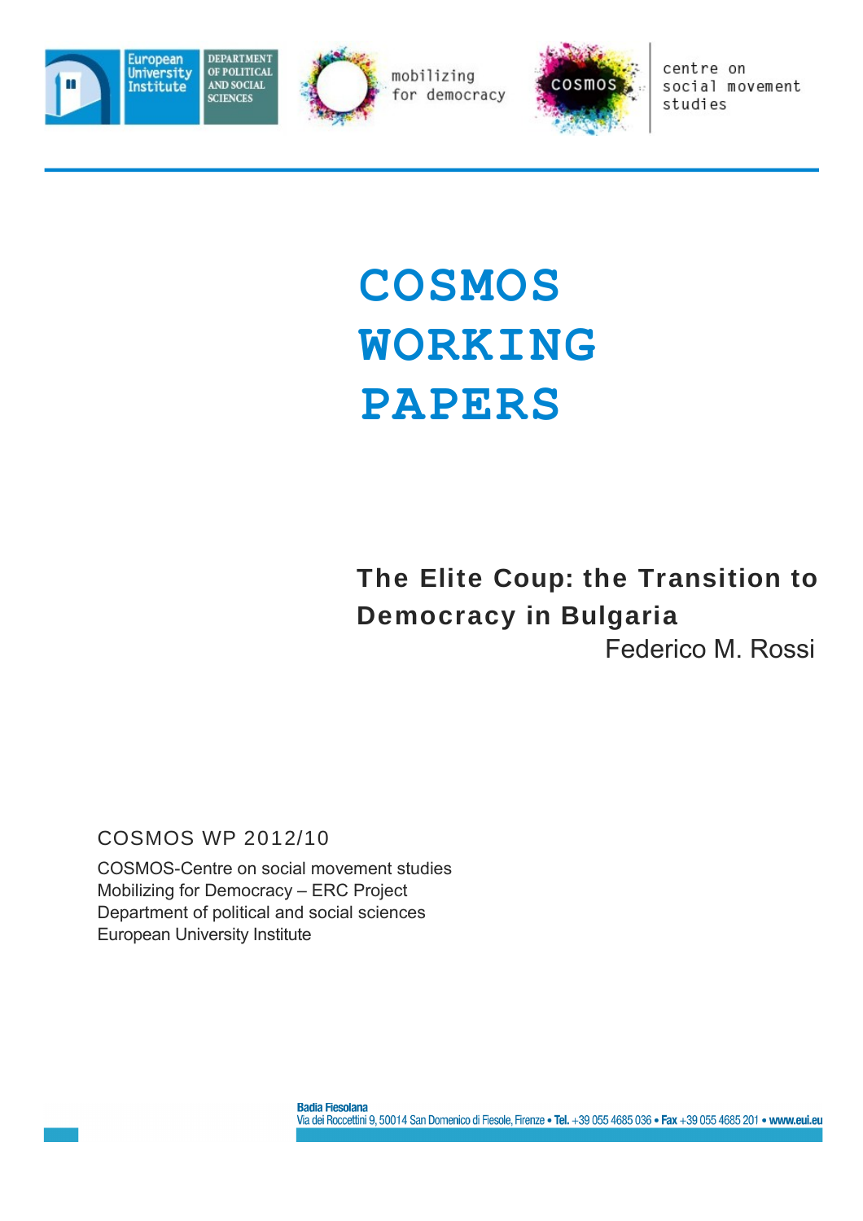European University Institute | Department of Political and Social Sciences

mobilizing for democracy

cosmos — centre on social movement studies

# COSMOS WORKING PAPERS

## The Elite Coup: the Transition to Democracy in Bulgaria

Federico M. Rossi

COSMOS WP 2012/10

COSMOS-Centre on social movement studies
Mobilizing for Democracy – ERC Project
Department of political and social sciences
European University Institute

**Badia Fiesolana**
Via dei Roccettini 9, 50014 San Domenico di Fiesole, Firenze • **Tel.** +39 055 4685 036 • **Fax** +39 055 4685 201 • **www.eui.eu**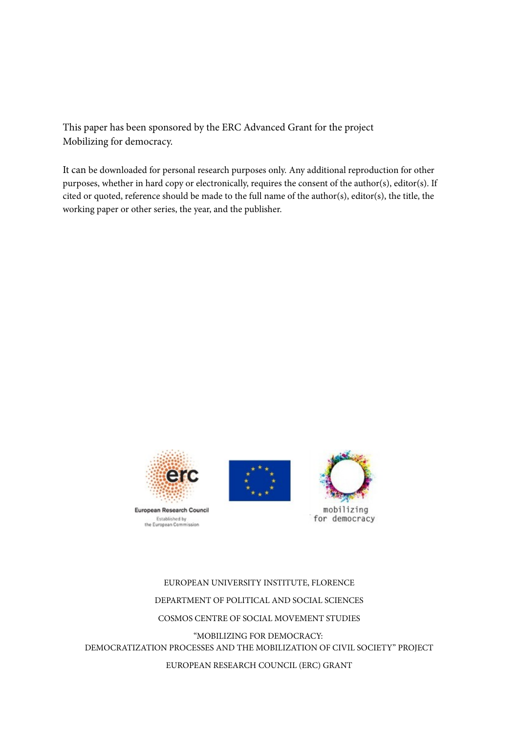This paper has been sponsored by the ERC Advanced Grant for the project Mobilizing for democracy.

It can be downloaded for personal research purposes only. Any additional reproduction for other purposes, whether in hard copy or electronically, requires the consent of the author(s), editor(s). If cited or quoted, reference should be made to the full name of the author(s), editor(s), the title, the working paper or other series, the year, and the publisher.

European Research Council
Established by the European Commission

mobilizing for democracy

EUROPEAN UNIVERSITY INSTITUTE, FLORENCE

DEPARTMENT OF POLITICAL AND SOCIAL SCIENCES

COSMOS CENTRE OF SOCIAL MOVEMENT STUDIES

"MOBILIZING FOR DEMOCRACY: DEMOCRATIZATION PROCESSES AND THE MOBILIZATION OF CIVIL SOCIETY" PROJECT

EUROPEAN RESEARCH COUNCIL (ERC) GRANT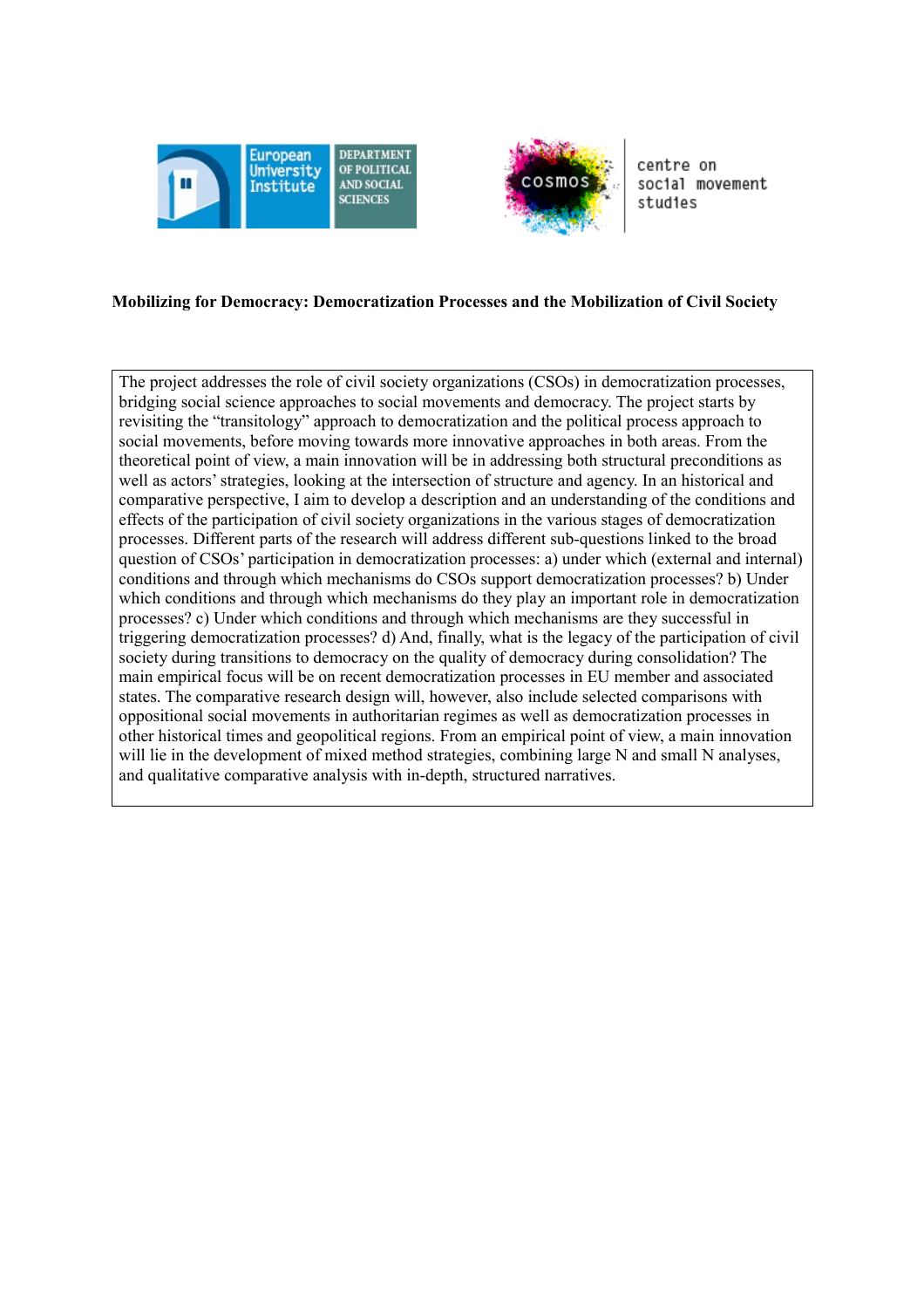European University Institute — Department of Political and Social Sciences

COSMOS — centre on social movement studies

**Mobilizing for Democracy: Democratization Processes and the Mobilization of Civil Society**

The project addresses the role of civil society organizations (CSOs) in democratization processes, bridging social science approaches to social movements and democracy. The project starts by revisiting the "transitology" approach to democratization and the political process approach to social movements, before moving towards more innovative approaches in both areas. From the theoretical point of view, a main innovation will be in addressing both structural preconditions as well as actors' strategies, looking at the intersection of structure and agency. In an historical and comparative perspective, I aim to develop a description and an understanding of the conditions and effects of the participation of civil society organizations in the various stages of democratization processes. Different parts of the research will address different sub-questions linked to the broad question of CSOs' participation in democratization processes: a) under which (external and internal) conditions and through which mechanisms do CSOs support democratization processes? b) Under which conditions and through which mechanisms do they play an important role in democratization processes? c) Under which conditions and through which mechanisms are they successful in triggering democratization processes? d) And, finally, what is the legacy of the participation of civil society during transitions to democracy on the quality of democracy during consolidation? The main empirical focus will be on recent democratization processes in EU member and associated states. The comparative research design will, however, also include selected comparisons with oppositional social movements in authoritarian regimes as well as democratization processes in other historical times and geopolitical regions. From an empirical point of view, a main innovation will lie in the development of mixed method strategies, combining large N and small N analyses, and qualitative comparative analysis with in-depth, structured narratives.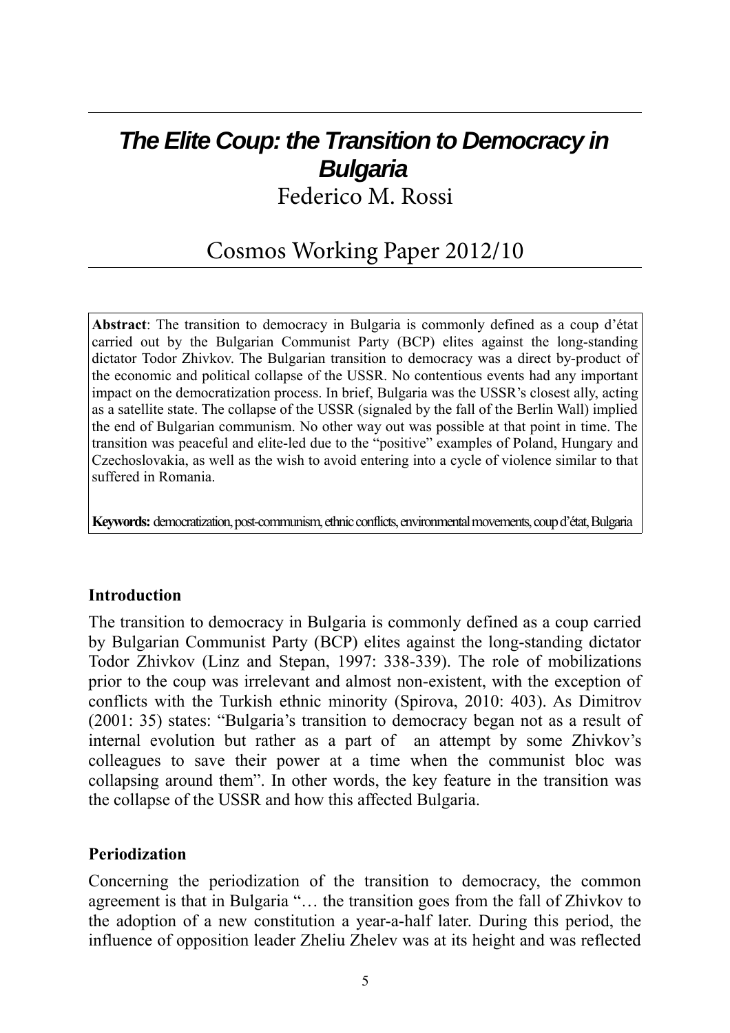# *The Elite Coup: the Transition to Democracy in Bulgaria*

Federico M. Rossi

## Cosmos Working Paper 2012/10

**Abstract**: The transition to democracy in Bulgaria is commonly defined as a coup d'état carried out by the Bulgarian Communist Party (BCP) elites against the long-standing dictator Todor Zhivkov. The Bulgarian transition to democracy was a direct by-product of the economic and political collapse of the USSR. No contentious events had any important impact on the democratization process. In brief, Bulgaria was the USSR's closest ally, acting as a satellite state. The collapse of the USSR (signaled by the fall of the Berlin Wall) implied the end of Bulgarian communism. No other way out was possible at that point in time. The transition was peaceful and elite-led due to the "positive" examples of Poland, Hungary and Czechoslovakia, as well as the wish to avoid entering into a cycle of violence similar to that suffered in Romania.

**Keywords:** democratization, post-communism, ethnic conflicts, environmental movements, coup d'état, Bulgaria

### Introduction

The transition to democracy in Bulgaria is commonly defined as a coup carried by Bulgarian Communist Party (BCP) elites against the long-standing dictator Todor Zhivkov (Linz and Stepan, 1997: 338-339). The role of mobilizations prior to the coup was irrelevant and almost non-existent, with the exception of conflicts with the Turkish ethnic minority (Spirova, 2010: 403). As Dimitrov (2001: 35) states: "Bulgaria's transition to democracy began not as a result of internal evolution but rather as a part of an attempt by some Zhivkov's colleagues to save their power at a time when the communist bloc was collapsing around them". In other words, the key feature in the transition was the collapse of the USSR and how this affected Bulgaria.

### Periodization

Concerning the periodization of the transition to democracy, the common agreement is that in Bulgaria "… the transition goes from the fall of Zhivkov to the adoption of a new constitution a year-a-half later. During this period, the influence of opposition leader Zheliu Zhelev was at its height and was reflected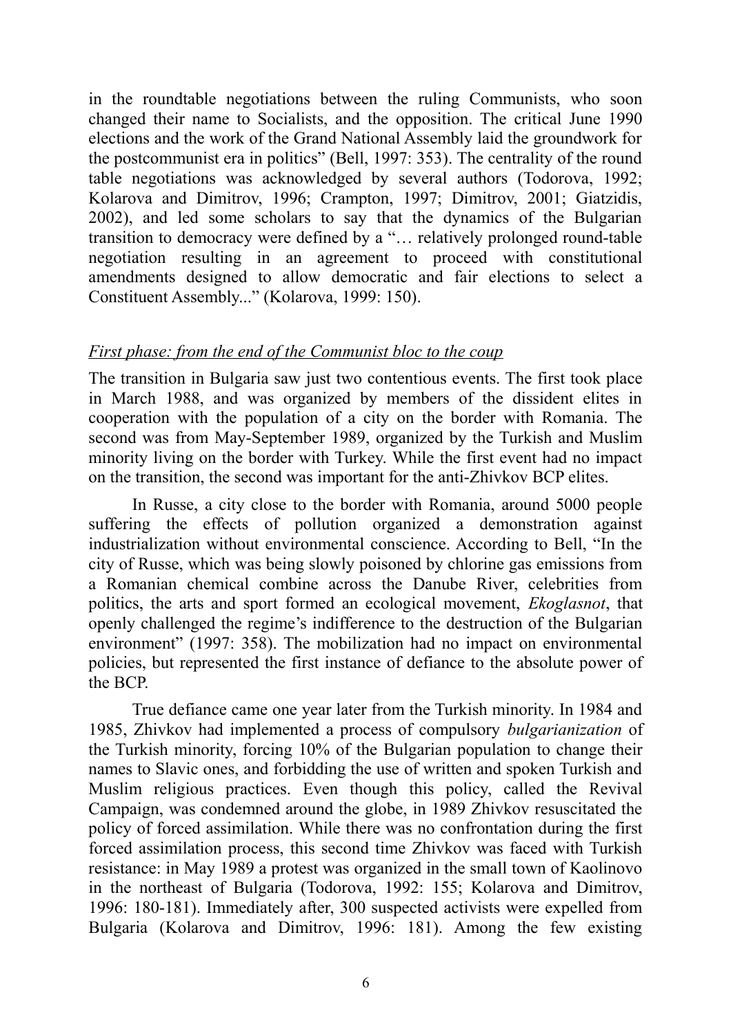in the roundtable negotiations between the ruling Communists, who soon changed their name to Socialists, and the opposition. The critical June 1990 elections and the work of the Grand National Assembly laid the groundwork for the postcommunist era in politics" (Bell, 1997: 353). The centrality of the round table negotiations was acknowledged by several authors (Todorova, 1992; Kolarova and Dimitrov, 1996; Crampton, 1997; Dimitrov, 2001; Giatzidis, 2002), and led some scholars to say that the dynamics of the Bulgarian transition to democracy were defined by a "… relatively prolonged round-table negotiation resulting in an agreement to proceed with constitutional amendments designed to allow democratic and fair elections to select a Constituent Assembly..." (Kolarova, 1999: 150).

*First phase: from the end of the Communist bloc to the coup*

The transition in Bulgaria saw just two contentious events. The first took place in March 1988, and was organized by members of the dissident elites in cooperation with the population of a city on the border with Romania. The second was from May-September 1989, organized by the Turkish and Muslim minority living on the border with Turkey. While the first event had no impact on the transition, the second was important for the anti-Zhivkov BCP elites.

In Russe, a city close to the border with Romania, around 5000 people suffering the effects of pollution organized a demonstration against industrialization without environmental conscience. According to Bell, "In the city of Russe, which was being slowly poisoned by chlorine gas emissions from a Romanian chemical combine across the Danube River, celebrities from politics, the arts and sport formed an ecological movement, *Ekoglasnot*, that openly challenged the regime's indifference to the destruction of the Bulgarian environment" (1997: 358). The mobilization had no impact on environmental policies, but represented the first instance of defiance to the absolute power of the BCP.

True defiance came one year later from the Turkish minority. In 1984 and 1985, Zhivkov had implemented a process of compulsory *bulgarianization* of the Turkish minority, forcing 10% of the Bulgarian population to change their names to Slavic ones, and forbidding the use of written and spoken Turkish and Muslim religious practices. Even though this policy, called the Revival Campaign, was condemned around the globe, in 1989 Zhivkov resuscitated the policy of forced assimilation. While there was no confrontation during the first forced assimilation process, this second time Zhivkov was faced with Turkish resistance: in May 1989 a protest was organized in the small town of Kaolinovo in the northeast of Bulgaria (Todorova, 1992: 155; Kolarova and Dimitrov, 1996: 180-181). Immediately after, 300 suspected activists were expelled from Bulgaria (Kolarova and Dimitrov, 1996: 181). Among the few existing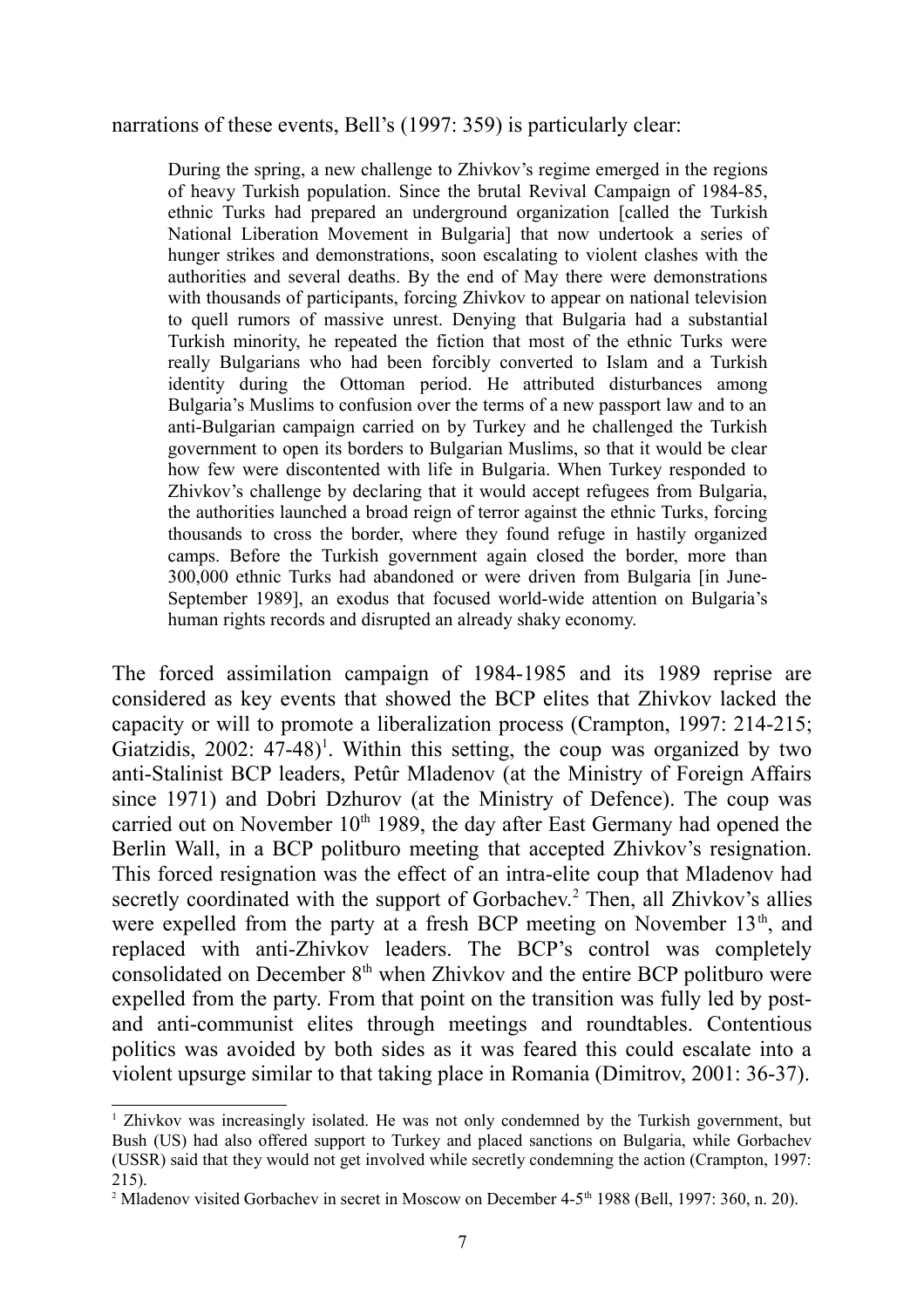narrations of these events, Bell's (1997: 359) is particularly clear:

> During the spring, a new challenge to Zhivkov's regime emerged in the regions of heavy Turkish population. Since the brutal Revival Campaign of 1984-85, ethnic Turks had prepared an underground organization [called the Turkish National Liberation Movement in Bulgaria] that now undertook a series of hunger strikes and demonstrations, soon escalating to violent clashes with the authorities and several deaths. By the end of May there were demonstrations with thousands of participants, forcing Zhivkov to appear on national television to quell rumors of massive unrest. Denying that Bulgaria had a substantial Turkish minority, he repeated the fiction that most of the ethnic Turks were really Bulgarians who had been forcibly converted to Islam and a Turkish identity during the Ottoman period. He attributed disturbances among Bulgaria's Muslims to confusion over the terms of a new passport law and to an anti-Bulgarian campaign carried on by Turkey and he challenged the Turkish government to open its borders to Bulgarian Muslims, so that it would be clear how few were discontented with life in Bulgaria. When Turkey responded to Zhivkov's challenge by declaring that it would accept refugees from Bulgaria, the authorities launched a broad reign of terror against the ethnic Turks, forcing thousands to cross the border, where they found refuge in hastily organized camps. Before the Turkish government again closed the border, more than 300,000 ethnic Turks had abandoned or were driven from Bulgaria [in June-September 1989], an exodus that focused world-wide attention on Bulgaria's human rights records and disrupted an already shaky economy.

The forced assimilation campaign of 1984-1985 and its 1989 reprise are considered as key events that showed the BCP elites that Zhivkov lacked the capacity or will to promote a liberalization process (Crampton, 1997: 214-215; Giatzidis, 2002: 47-48)[1]. Within this setting, the coup was organized by two anti-Stalinist BCP leaders, Petûr Mladenov (at the Ministry of Foreign Affairs since 1971) and Dobri Dzhurov (at the Ministry of Defence). The coup was carried out on November 10th 1989, the day after East Germany had opened the Berlin Wall, in a BCP politburo meeting that accepted Zhivkov's resignation. This forced resignation was the effect of an intra-elite coup that Mladenov had secretly coordinated with the support of Gorbachev.[2] Then, all Zhivkov's allies were expelled from the party at a fresh BCP meeting on November 13th, and replaced with anti-Zhivkov leaders. The BCP's control was completely consolidated on December 8th when Zhivkov and the entire BCP politburo were expelled from the party. From that point on the transition was fully led by post- and anti-communist elites through meetings and roundtables. Contentious politics was avoided by both sides as it was feared this could escalate into a violent upsurge similar to that taking place in Romania (Dimitrov, 2001: 36-37).

[1] Zhivkov was increasingly isolated. He was not only condemned by the Turkish government, but Bush (US) had also offered support to Turkey and placed sanctions on Bulgaria, while Gorbachev (USSR) said that they would not get involved while secretly condemning the action (Crampton, 1997: 215).

[2] Mladenov visited Gorbachev in secret in Moscow on December 4-5th 1988 (Bell, 1997: 360, n. 20).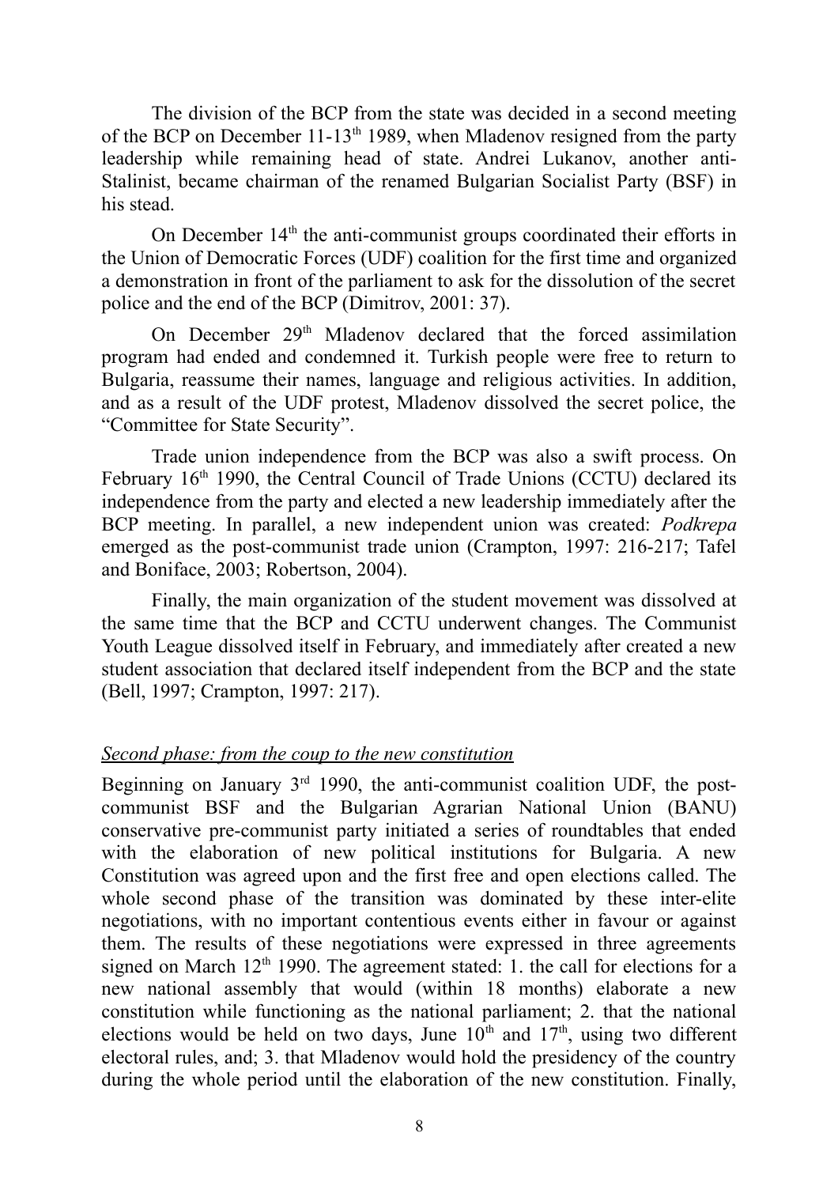The division of the BCP from the state was decided in a second meeting of the BCP on December 11-13th 1989, when Mladenov resigned from the party leadership while remaining head of state. Andrei Lukanov, another anti-Stalinist, became chairman of the renamed Bulgarian Socialist Party (BSF) in his stead.

On December 14th the anti-communist groups coordinated their efforts in the Union of Democratic Forces (UDF) coalition for the first time and organized a demonstration in front of the parliament to ask for the dissolution of the secret police and the end of the BCP (Dimitrov, 2001: 37).

On December 29th Mladenov declared that the forced assimilation program had ended and condemned it. Turkish people were free to return to Bulgaria, reassume their names, language and religious activities. In addition, and as a result of the UDF protest, Mladenov dissolved the secret police, the "Committee for State Security".

Trade union independence from the BCP was also a swift process. On February 16th 1990, the Central Council of Trade Unions (CCTU) declared its independence from the party and elected a new leadership immediately after the BCP meeting. In parallel, a new independent union was created: *Podkrepa* emerged as the post-communist trade union (Crampton, 1997: 216-217; Tafel and Boniface, 2003; Robertson, 2004).

Finally, the main organization of the student movement was dissolved at the same time that the BCP and CCTU underwent changes. The Communist Youth League dissolved itself in February, and immediately after created a new student association that declared itself independent from the BCP and the state (Bell, 1997; Crampton, 1997: 217).

*Second phase: from the coup to the new constitution*

Beginning on January 3rd 1990, the anti-communist coalition UDF, the post-communist BSF and the Bulgarian Agrarian National Union (BANU) conservative pre-communist party initiated a series of roundtables that ended with the elaboration of new political institutions for Bulgaria. A new Constitution was agreed upon and the first free and open elections called. The whole second phase of the transition was dominated by these inter-elite negotiations, with no important contentious events either in favour or against them. The results of these negotiations were expressed in three agreements signed on March 12th 1990. The agreement stated: 1. the call for elections for a new national assembly that would (within 18 months) elaborate a new constitution while functioning as the national parliament; 2. that the national elections would be held on two days, June 10th and 17th, using two different electoral rules, and; 3. that Mladenov would hold the presidency of the country during the whole period until the elaboration of the new constitution. Finally,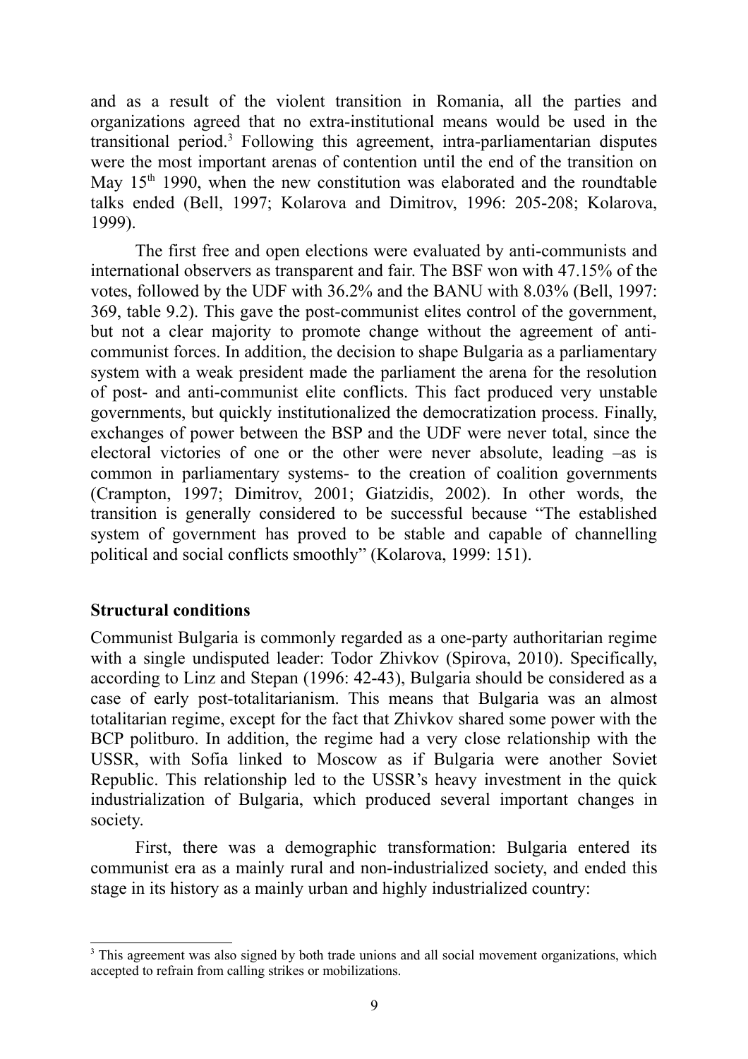and as a result of the violent transition in Romania, all the parties and organizations agreed that no extra-institutional means would be used in the transitional period.[3] Following this agreement, intra-parliamentarian disputes were the most important arenas of contention until the end of the transition on May 15th 1990, when the new constitution was elaborated and the roundtable talks ended (Bell, 1997; Kolarova and Dimitrov, 1996: 205-208; Kolarova, 1999).

The first free and open elections were evaluated by anti-communists and international observers as transparent and fair. The BSF won with 47.15% of the votes, followed by the UDF with 36.2% and the BANU with 8.03% (Bell, 1997: 369, table 9.2). This gave the post-communist elites control of the government, but not a clear majority to promote change without the agreement of anti-communist forces. In addition, the decision to shape Bulgaria as a parliamentary system with a weak president made the parliament the arena for the resolution of post- and anti-communist elite conflicts. This fact produced very unstable governments, but quickly institutionalized the democratization process. Finally, exchanges of power between the BSP and the UDF were never total, since the electoral victories of one or the other were never absolute, leading –as is common in parliamentary systems- to the creation of coalition governments (Crampton, 1997; Dimitrov, 2001; Giatzidis, 2002). In other words, the transition is generally considered to be successful because "The established system of government has proved to be stable and capable of channelling political and social conflicts smoothly" (Kolarova, 1999: 151).

## Structural conditions

Communist Bulgaria is commonly regarded as a one-party authoritarian regime with a single undisputed leader: Todor Zhivkov (Spirova, 2010). Specifically, according to Linz and Stepan (1996: 42-43), Bulgaria should be considered as a case of early post-totalitarianism. This means that Bulgaria was an almost totalitarian regime, except for the fact that Zhivkov shared some power with the BCP politburo. In addition, the regime had a very close relationship with the USSR, with Sofia linked to Moscow as if Bulgaria were another Soviet Republic. This relationship led to the USSR's heavy investment in the quick industrialization of Bulgaria, which produced several important changes in society.

First, there was a demographic transformation: Bulgaria entered its communist era as a mainly rural and non-industrialized society, and ended this stage in its history as a mainly urban and highly industrialized country:

---

[3] This agreement was also signed by both trade unions and all social movement organizations, which accepted to refrain from calling strikes or mobilizations.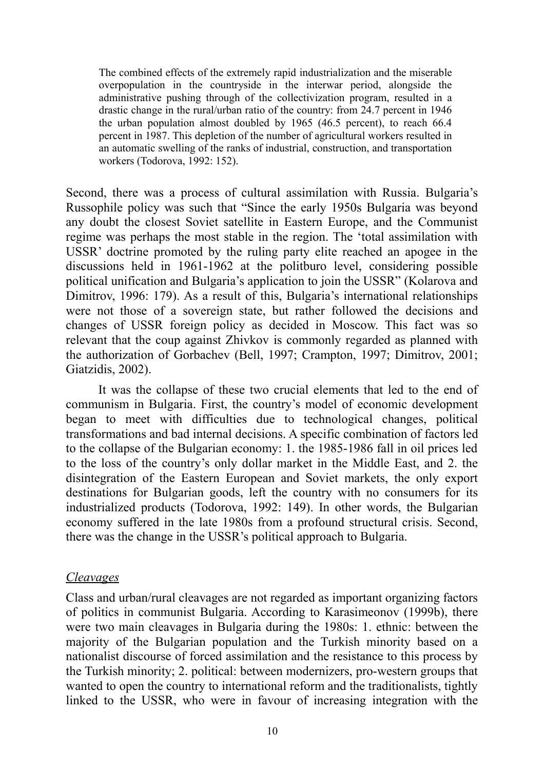> The combined effects of the extremely rapid industrialization and the miserable overpopulation in the countryside in the interwar period, alongside the administrative pushing through of the collectivization program, resulted in a drastic change in the rural/urban ratio of the country: from 24.7 percent in 1946 the urban population almost doubled by 1965 (46.5 percent), to reach 66.4 percent in 1987. This depletion of the number of agricultural workers resulted in an automatic swelling of the ranks of industrial, construction, and transportation workers (Todorova, 1992: 152).

Second, there was a process of cultural assimilation with Russia. Bulgaria's Russophile policy was such that "Since the early 1950s Bulgaria was beyond any doubt the closest Soviet satellite in Eastern Europe, and the Communist regime was perhaps the most stable in the region. The 'total assimilation with USSR' doctrine promoted by the ruling party elite reached an apogee in the discussions held in 1961-1962 at the politburo level, considering possible political unification and Bulgaria's application to join the USSR" (Kolarova and Dimitrov, 1996: 179). As a result of this, Bulgaria's international relationships were not those of a sovereign state, but rather followed the decisions and changes of USSR foreign policy as decided in Moscow. This fact was so relevant that the coup against Zhivkov is commonly regarded as planned with the authorization of Gorbachev (Bell, 1997; Crampton, 1997; Dimitrov, 2001; Giatzidis, 2002).

It was the collapse of these two crucial elements that led to the end of communism in Bulgaria. First, the country's model of economic development began to meet with difficulties due to technological changes, political transformations and bad internal decisions. A specific combination of factors led to the collapse of the Bulgarian economy: 1. the 1985-1986 fall in oil prices led to the loss of the country's only dollar market in the Middle East, and 2. the disintegration of the Eastern European and Soviet markets, the only export destinations for Bulgarian goods, left the country with no consumers for its industrialized products (Todorova, 1992: 149). In other words, the Bulgarian economy suffered in the late 1980s from a profound structural crisis. Second, there was the change in the USSR's political approach to Bulgaria.

### *Cleavages*

Class and urban/rural cleavages are not regarded as important organizing factors of politics in communist Bulgaria. According to Karasimeonov (1999b), there were two main cleavages in Bulgaria during the 1980s: 1. ethnic: between the majority of the Bulgarian population and the Turkish minority based on a nationalist discourse of forced assimilation and the resistance to this process by the Turkish minority; 2. political: between modernizers, pro-western groups that wanted to open the country to international reform and the traditionalists, tightly linked to the USSR, who were in favour of increasing integration with the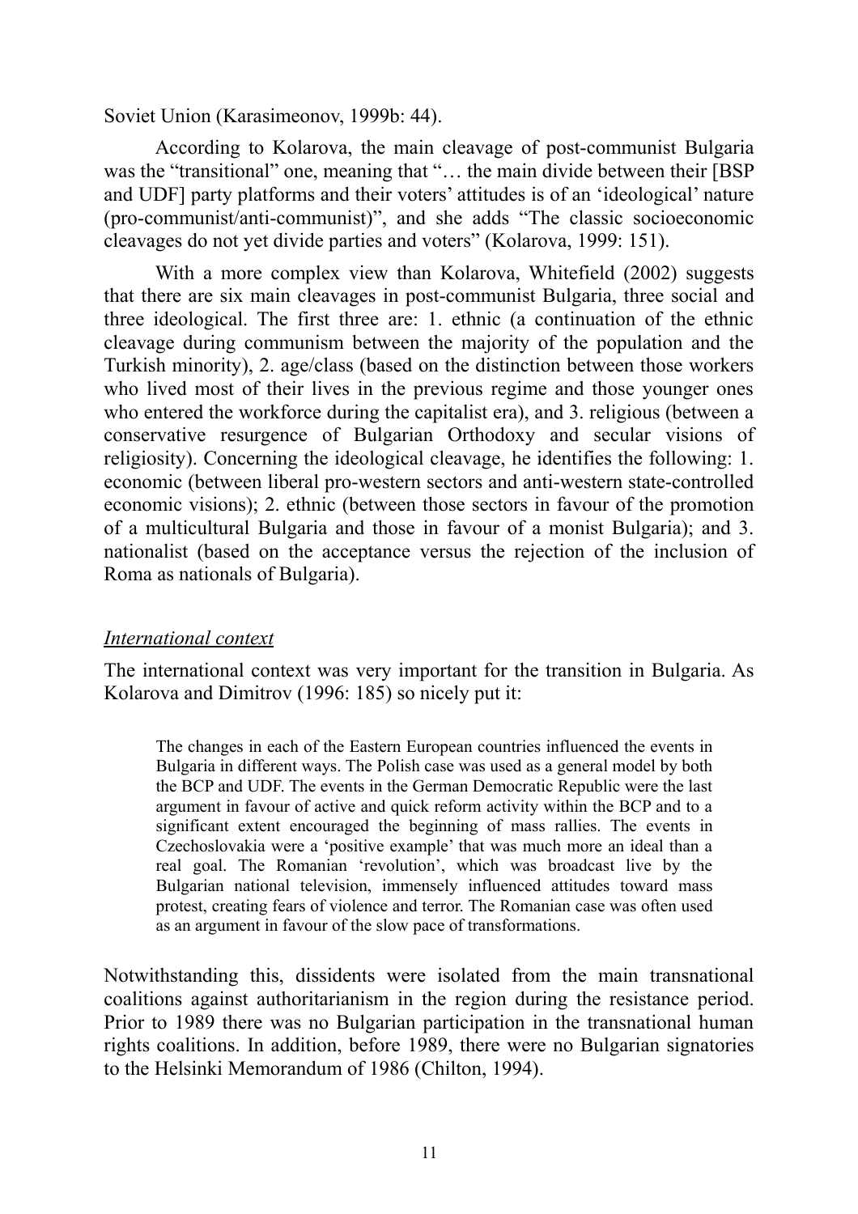Soviet Union (Karasimeonov, 1999b: 44).

According to Kolarova, the main cleavage of post-communist Bulgaria was the "transitional" one, meaning that "… the main divide between their [BSP and UDF] party platforms and their voters' attitudes is of an 'ideological' nature (pro-communist/anti-communist)", and she adds "The classic socioeconomic cleavages do not yet divide parties and voters" (Kolarova, 1999: 151).

With a more complex view than Kolarova, Whitefield (2002) suggests that there are six main cleavages in post-communist Bulgaria, three social and three ideological. The first three are: 1. ethnic (a continuation of the ethnic cleavage during communism between the majority of the population and the Turkish minority), 2. age/class (based on the distinction between those workers who lived most of their lives in the previous regime and those younger ones who entered the workforce during the capitalist era), and 3. religious (between a conservative resurgence of Bulgarian Orthodoxy and secular visions of religiosity). Concerning the ideological cleavage, he identifies the following: 1. economic (between liberal pro-western sectors and anti-western state-controlled economic visions); 2. ethnic (between those sectors in favour of the promotion of a multicultural Bulgaria and those in favour of a monist Bulgaria); and 3. nationalist (based on the acceptance versus the rejection of the inclusion of Roma as nationals of Bulgaria).

*International context*

The international context was very important for the transition in Bulgaria. As Kolarova and Dimitrov (1996: 185) so nicely put it:

> The changes in each of the Eastern European countries influenced the events in Bulgaria in different ways. The Polish case was used as a general model by both the BCP and UDF. The events in the German Democratic Republic were the last argument in favour of active and quick reform activity within the BCP and to a significant extent encouraged the beginning of mass rallies. The events in Czechoslovakia were a 'positive example' that was much more an ideal than a real goal. The Romanian 'revolution', which was broadcast live by the Bulgarian national television, immensely influenced attitudes toward mass protest, creating fears of violence and terror. The Romanian case was often used as an argument in favour of the slow pace of transformations.

Notwithstanding this, dissidents were isolated from the main transnational coalitions against authoritarianism in the region during the resistance period. Prior to 1989 there was no Bulgarian participation in the transnational human rights coalitions. In addition, before 1989, there were no Bulgarian signatories to the Helsinki Memorandum of 1986 (Chilton, 1994).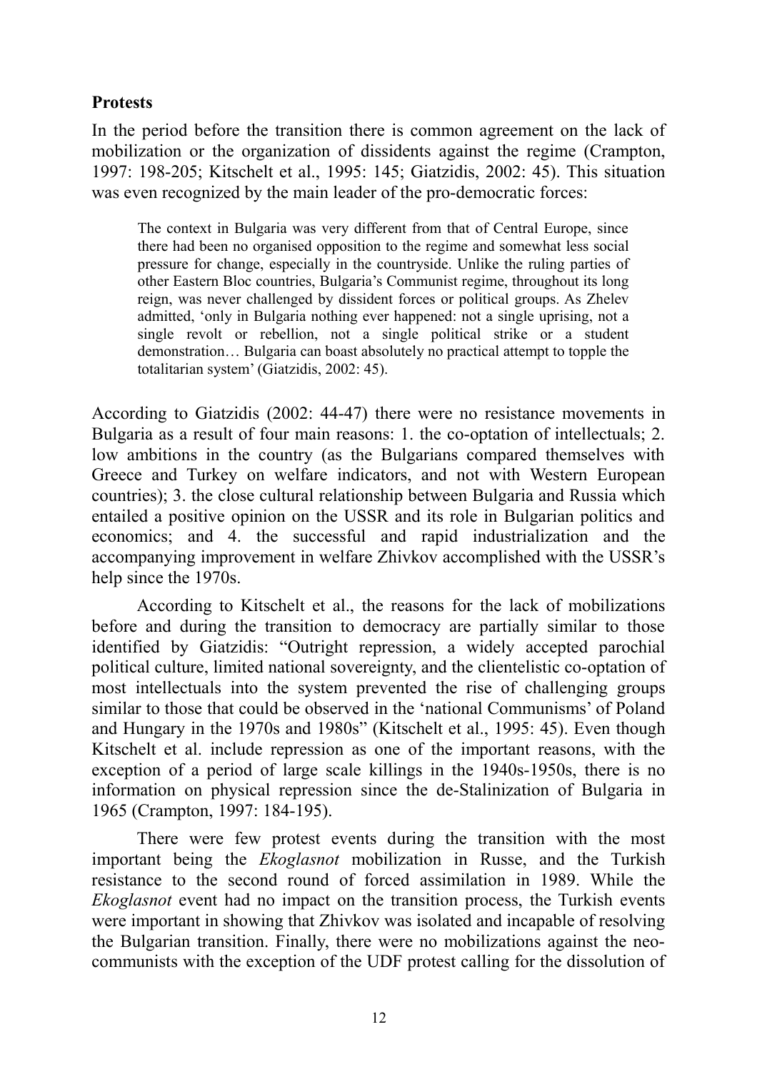**Protests**

In the period before the transition there is common agreement on the lack of mobilization or the organization of dissidents against the regime (Crampton, 1997: 198-205; Kitschelt et al., 1995: 145; Giatzidis, 2002: 45). This situation was even recognized by the main leader of the pro-democratic forces:

> The context in Bulgaria was very different from that of Central Europe, since there had been no organised opposition to the regime and somewhat less social pressure for change, especially in the countryside. Unlike the ruling parties of other Eastern Bloc countries, Bulgaria's Communist regime, throughout its long reign, was never challenged by dissident forces or political groups. As Zhelev admitted, 'only in Bulgaria nothing ever happened: not a single uprising, not a single revolt or rebellion, not a single political strike or a student demonstration… Bulgaria can boast absolutely no practical attempt to topple the totalitarian system' (Giatzidis, 2002: 45).

According to Giatzidis (2002: 44-47) there were no resistance movements in Bulgaria as a result of four main reasons: 1. the co-optation of intellectuals; 2. low ambitions in the country (as the Bulgarians compared themselves with Greece and Turkey on welfare indicators, and not with Western European countries); 3. the close cultural relationship between Bulgaria and Russia which entailed a positive opinion on the USSR and its role in Bulgarian politics and economics; and 4. the successful and rapid industrialization and the accompanying improvement in welfare Zhivkov accomplished with the USSR's help since the 1970s.

According to Kitschelt et al., the reasons for the lack of mobilizations before and during the transition to democracy are partially similar to those identified by Giatzidis: "Outright repression, a widely accepted parochial political culture, limited national sovereignty, and the clientelistic co-optation of most intellectuals into the system prevented the rise of challenging groups similar to those that could be observed in the 'national Communisms' of Poland and Hungary in the 1970s and 1980s" (Kitschelt et al., 1995: 45). Even though Kitschelt et al. include repression as one of the important reasons, with the exception of a period of large scale killings in the 1940s-1950s, there is no information on physical repression since the de-Stalinization of Bulgaria in 1965 (Crampton, 1997: 184-195).

There were few protest events during the transition with the most important being the *Ekoglasnot* mobilization in Russe, and the Turkish resistance to the second round of forced assimilation in 1989. While the *Ekoglasnot* event had no impact on the transition process, the Turkish events were important in showing that Zhivkov was isolated and incapable of resolving the Bulgarian transition. Finally, there were no mobilizations against the neo-communists with the exception of the UDF protest calling for the dissolution of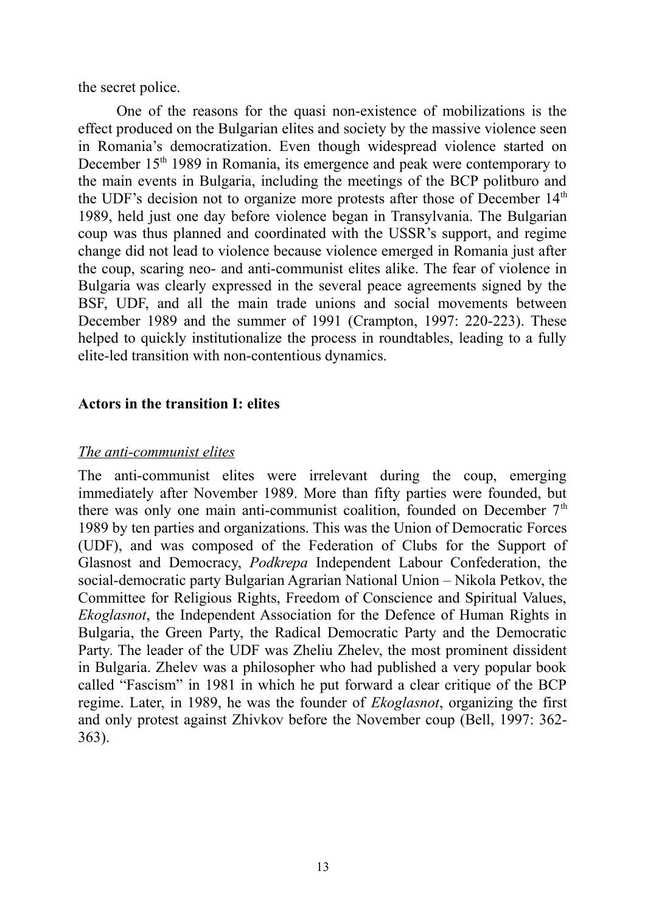the secret police.

One of the reasons for the quasi non-existence of mobilizations is the effect produced on the Bulgarian elites and society by the massive violence seen in Romania's democratization. Even though widespread violence started on December 15th 1989 in Romania, its emergence and peak were contemporary to the main events in Bulgaria, including the meetings of the BCP politburo and the UDF's decision not to organize more protests after those of December 14th 1989, held just one day before violence began in Transylvania. The Bulgarian coup was thus planned and coordinated with the USSR's support, and regime change did not lead to violence because violence emerged in Romania just after the coup, scaring neo- and anti-communist elites alike. The fear of violence in Bulgaria was clearly expressed in the several peace agreements signed by the BSF, UDF, and all the main trade unions and social movements between December 1989 and the summer of 1991 (Crampton, 1997: 220-223). These helped to quickly institutionalize the process in roundtables, leading to a fully elite-led transition with non-contentious dynamics.

## Actors in the transition I: elites

### *The anti-communist elites*

The anti-communist elites were irrelevant during the coup, emerging immediately after November 1989. More than fifty parties were founded, but there was only one main anti-communist coalition, founded on December 7th 1989 by ten parties and organizations. This was the Union of Democratic Forces (UDF), and was composed of the Federation of Clubs for the Support of Glasnost and Democracy, *Podkrepa* Independent Labour Confederation, the social-democratic party Bulgarian Agrarian National Union – Nikola Petkov, the Committee for Religious Rights, Freedom of Conscience and Spiritual Values, *Ekoglasnot*, the Independent Association for the Defence of Human Rights in Bulgaria, the Green Party, the Radical Democratic Party and the Democratic Party. The leader of the UDF was Zheliu Zhelev, the most prominent dissident in Bulgaria. Zhelev was a philosopher who had published a very popular book called "Fascism" in 1981 in which he put forward a clear critique of the BCP regime. Later, in 1989, he was the founder of *Ekoglasnot*, organizing the first and only protest against Zhivkov before the November coup (Bell, 1997: 362-363).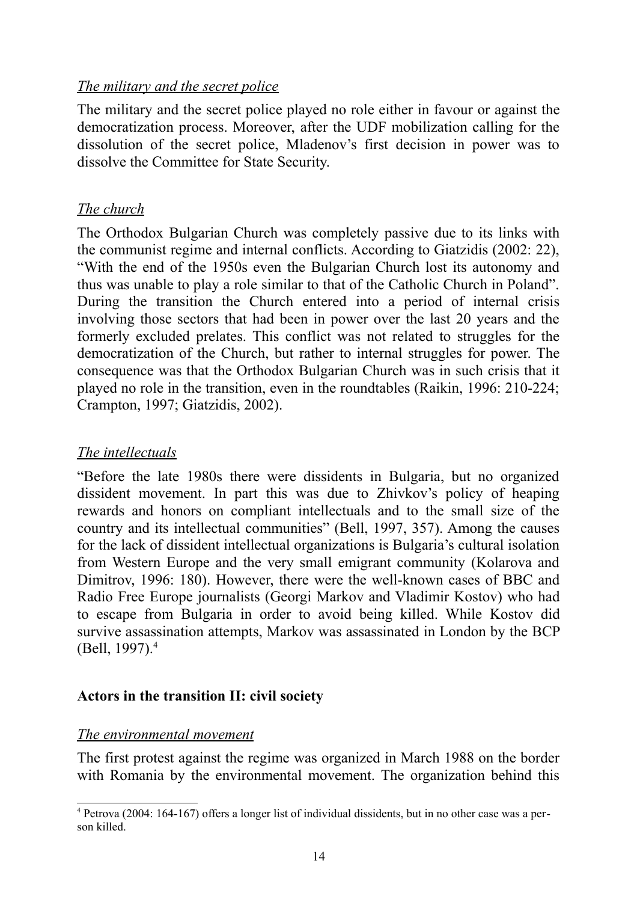*The military and the secret police*

The military and the secret police played no role either in favour or against the democratization process. Moreover, after the UDF mobilization calling for the dissolution of the secret police, Mladenov's first decision in power was to dissolve the Committee for State Security.

*The church*

The Orthodox Bulgarian Church was completely passive due to its links with the communist regime and internal conflicts. According to Giatzidis (2002: 22), "With the end of the 1950s even the Bulgarian Church lost its autonomy and thus was unable to play a role similar to that of the Catholic Church in Poland". During the transition the Church entered into a period of internal crisis involving those sectors that had been in power over the last 20 years and the formerly excluded prelates. This conflict was not related to struggles for the democratization of the Church, but rather to internal struggles for power. The consequence was that the Orthodox Bulgarian Church was in such crisis that it played no role in the transition, even in the roundtables (Raikin, 1996: 210-224; Crampton, 1997; Giatzidis, 2002).

*The intellectuals*

"Before the late 1980s there were dissidents in Bulgaria, but no organized dissident movement. In part this was due to Zhivkov's policy of heaping rewards and honors on compliant intellectuals and to the small size of the country and its intellectual communities" (Bell, 1997, 357). Among the causes for the lack of dissident intellectual organizations is Bulgaria's cultural isolation from Western Europe and the very small emigrant community (Kolarova and Dimitrov, 1996: 180). However, there were the well-known cases of BBC and Radio Free Europe journalists (Georgi Markov and Vladimir Kostov) who had to escape from Bulgaria in order to avoid being killed. While Kostov did survive assassination attempts, Markov was assassinated in London by the BCP (Bell, 1997).[4]

**Actors in the transition II: civil society**

*The environmental movement*

The first protest against the regime was organized in March 1988 on the border with Romania by the environmental movement. The organization behind this

[4] Petrova (2004: 164-167) offers a longer list of individual dissidents, but in no other case was a person killed.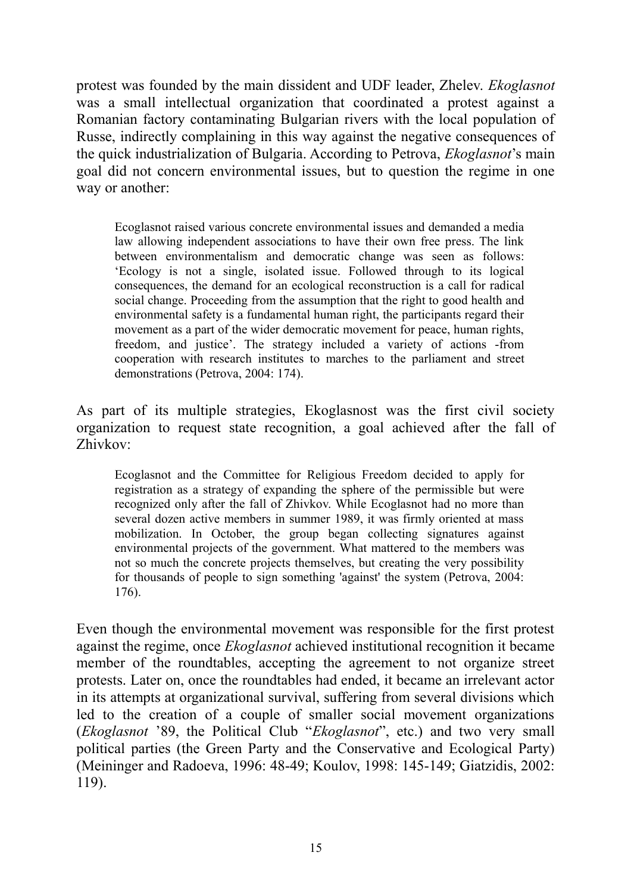protest was founded by the main dissident and UDF leader, Zhelev. *Ekoglasnot* was a small intellectual organization that coordinated a protest against a Romanian factory contaminating Bulgarian rivers with the local population of Russe, indirectly complaining in this way against the negative consequences of the quick industrialization of Bulgaria. According to Petrova, *Ekoglasnot*'s main goal did not concern environmental issues, but to question the regime in one way or another:

> Ecoglasnot raised various concrete environmental issues and demanded a media law allowing independent associations to have their own free press. The link between environmentalism and democratic change was seen as follows: 'Ecology is not a single, isolated issue. Followed through to its logical consequences, the demand for an ecological reconstruction is a call for radical social change. Proceeding from the assumption that the right to good health and environmental safety is a fundamental human right, the participants regard their movement as a part of the wider democratic movement for peace, human rights, freedom, and justice'. The strategy included a variety of actions -from cooperation with research institutes to marches to the parliament and street demonstrations (Petrova, 2004: 174).

As part of its multiple strategies, Ekoglasnost was the first civil society organization to request state recognition, a goal achieved after the fall of Zhivkov:

> Ecoglasnot and the Committee for Religious Freedom decided to apply for registration as a strategy of expanding the sphere of the permissible but were recognized only after the fall of Zhivkov. While Ecoglasnot had no more than several dozen active members in summer 1989, it was firmly oriented at mass mobilization. In October, the group began collecting signatures against environmental projects of the government. What mattered to the members was not so much the concrete projects themselves, but creating the very possibility for thousands of people to sign something 'against' the system (Petrova, 2004: 176).

Even though the environmental movement was responsible for the first protest against the regime, once *Ekoglasnot* achieved institutional recognition it became member of the roundtables, accepting the agreement to not organize street protests. Later on, once the roundtables had ended, it became an irrelevant actor in its attempts at organizational survival, suffering from several divisions which led to the creation of a couple of smaller social movement organizations (*Ekoglasnot* '89, the Political Club "*Ekoglasnot*", etc.) and two very small political parties (the Green Party and the Conservative and Ecological Party) (Meininger and Radoeva, 1996: 48-49; Koulov, 1998: 145-149; Giatzidis, 2002: 119).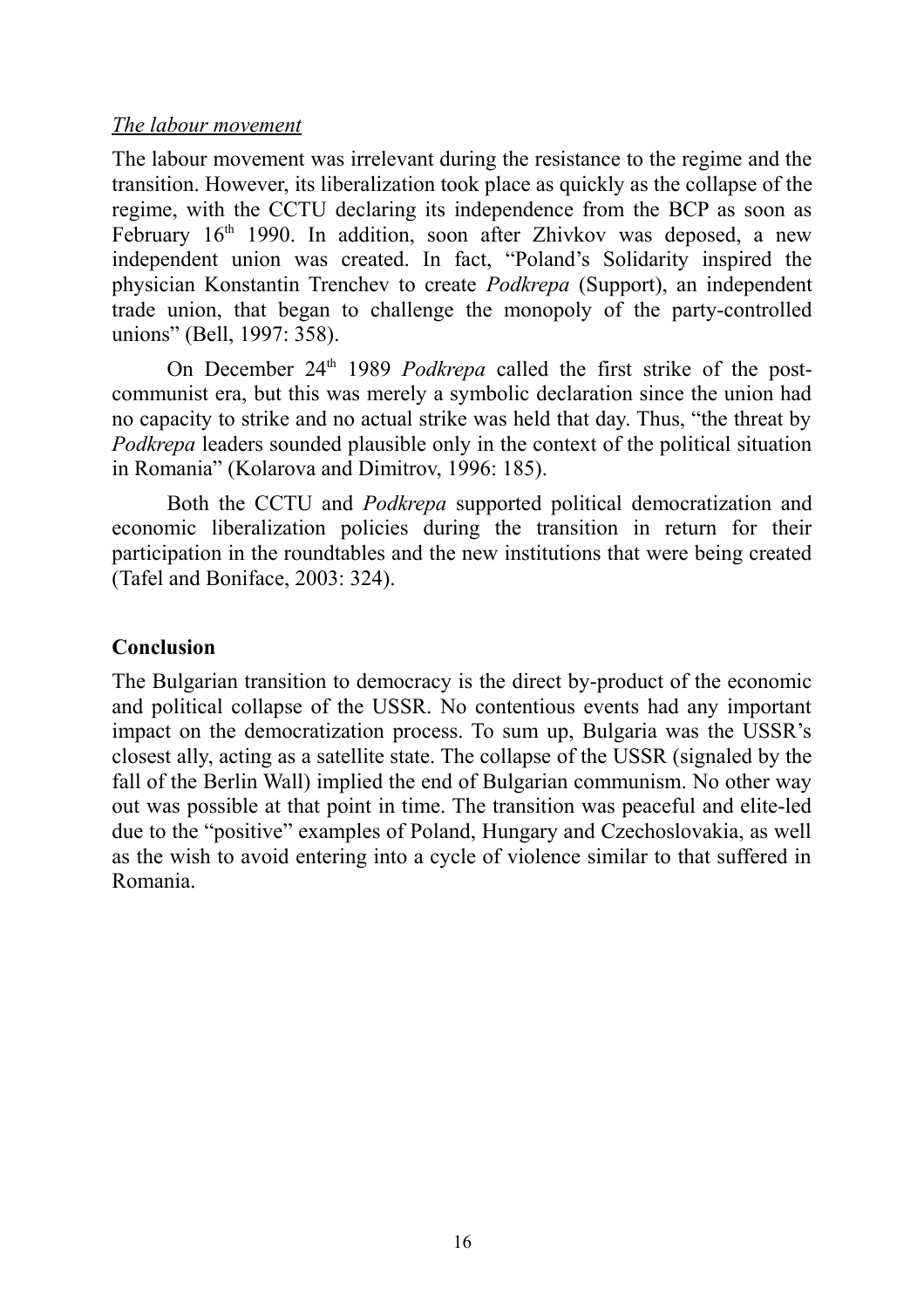*The labour movement*

The labour movement was irrelevant during the resistance to the regime and the transition. However, its liberalization took place as quickly as the collapse of the regime, with the CCTU declaring its independence from the BCP as soon as February 16th 1990. In addition, soon after Zhivkov was deposed, a new independent union was created. In fact, "Poland's Solidarity inspired the physician Konstantin Trenchev to create *Podkrepa* (Support), an independent trade union, that began to challenge the monopoly of the party-controlled unions" (Bell, 1997: 358).

On December 24th 1989 *Podkrepa* called the first strike of the post-communist era, but this was merely a symbolic declaration since the union had no capacity to strike and no actual strike was held that day. Thus, "the threat by *Podkrepa* leaders sounded plausible only in the context of the political situation in Romania" (Kolarova and Dimitrov, 1996: 185).

Both the CCTU and *Podkrepa* supported political democratization and economic liberalization policies during the transition in return for their participation in the roundtables and the new institutions that were being created (Tafel and Boniface, 2003: 324).

## Conclusion

The Bulgarian transition to democracy is the direct by-product of the economic and political collapse of the USSR. No contentious events had any important impact on the democratization process. To sum up, Bulgaria was the USSR's closest ally, acting as a satellite state. The collapse of the USSR (signaled by the fall of the Berlin Wall) implied the end of Bulgarian communism. No other way out was possible at that point in time. The transition was peaceful and elite-led due to the "positive" examples of Poland, Hungary and Czechoslovakia, as well as the wish to avoid entering into a cycle of violence similar to that suffered in Romania.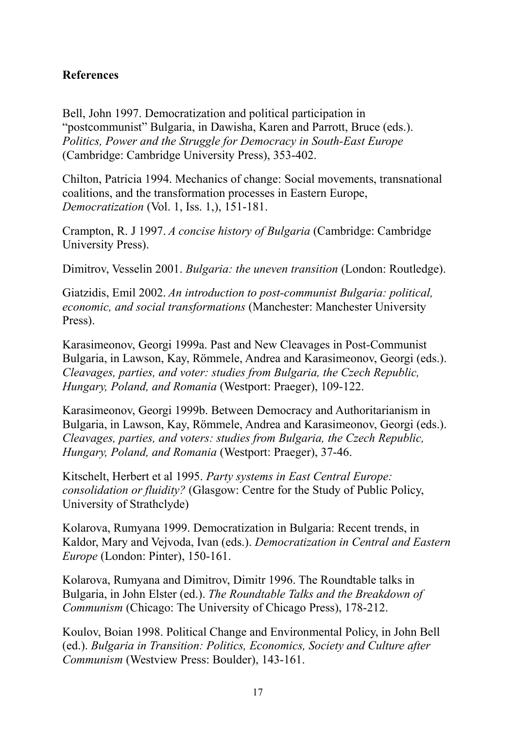## References

Bell, John 1997. Democratization and political participation in "postcommunist" Bulgaria, in Dawisha, Karen and Parrott, Bruce (eds.). *Politics, Power and the Struggle for Democracy in South-East Europe* (Cambridge: Cambridge University Press), 353-402.

Chilton, Patricia 1994. Mechanics of change: Social movements, transnational coalitions, and the transformation processes in Eastern Europe, *Democratization* (Vol. 1, Iss. 1,), 151-181.

Crampton, R. J 1997. *A concise history of Bulgaria* (Cambridge: Cambridge University Press).

Dimitrov, Vesselin 2001. *Bulgaria: the uneven transition* (London: Routledge).

Giatzidis, Emil 2002. *An introduction to post-communist Bulgaria: political, economic, and social transformations* (Manchester: Manchester University Press).

Karasimeonov, Georgi 1999a. Past and New Cleavages in Post-Communist Bulgaria, in Lawson, Kay, Römmele, Andrea and Karasimeonov, Georgi (eds.). *Cleavages, parties, and voter: studies from Bulgaria, the Czech Republic, Hungary, Poland, and Romania* (Westport: Praeger), 109-122.

Karasimeonov, Georgi 1999b. Between Democracy and Authoritarianism in Bulgaria, in Lawson, Kay, Römmele, Andrea and Karasimeonov, Georgi (eds.). *Cleavages, parties, and voters: studies from Bulgaria, the Czech Republic, Hungary, Poland, and Romania* (Westport: Praeger), 37-46.

Kitschelt, Herbert et al 1995. *Party systems in East Central Europe: consolidation or fluidity?* (Glasgow: Centre for the Study of Public Policy, University of Strathclyde)

Kolarova, Rumyana 1999. Democratization in Bulgaria: Recent trends, in Kaldor, Mary and Vejvoda, Ivan (eds.). *Democratization in Central and Eastern Europe* (London: Pinter), 150-161.

Kolarova, Rumyana and Dimitrov, Dimitr 1996. The Roundtable talks in Bulgaria, in John Elster (ed.). *The Roundtable Talks and the Breakdown of Communism* (Chicago: The University of Chicago Press), 178-212.

Koulov, Boian 1998. Political Change and Environmental Policy, in John Bell (ed.). *Bulgaria in Transition: Politics, Economics, Society and Culture after Communism* (Westview Press: Boulder), 143-161.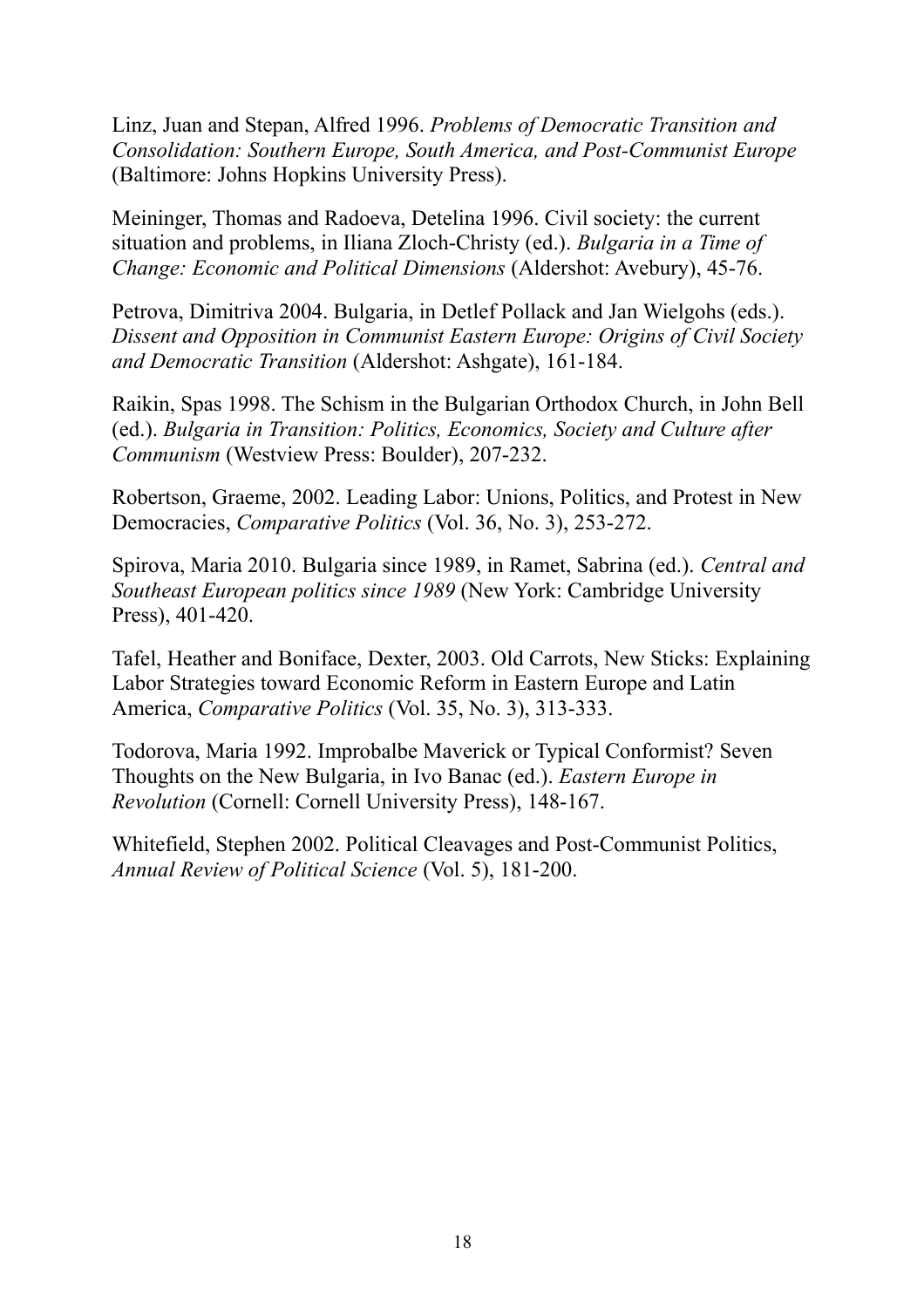Linz, Juan and Stepan, Alfred 1996. *Problems of Democratic Transition and Consolidation: Southern Europe, South America, and Post-Communist Europe* (Baltimore: Johns Hopkins University Press).

Meininger, Thomas and Radoeva, Detelina 1996. Civil society: the current situation and problems, in Iliana Zloch-Christy (ed.). *Bulgaria in a Time of Change: Economic and Political Dimensions* (Aldershot: Avebury), 45-76.

Petrova, Dimitriva 2004. Bulgaria, in Detlef Pollack and Jan Wielgohs (eds.). *Dissent and Opposition in Communist Eastern Europe: Origins of Civil Society and Democratic Transition* (Aldershot: Ashgate), 161-184.

Raikin, Spas 1998. The Schism in the Bulgarian Orthodox Church, in John Bell (ed.). *Bulgaria in Transition: Politics, Economics, Society and Culture after Communism* (Westview Press: Boulder), 207-232.

Robertson, Graeme, 2002. Leading Labor: Unions, Politics, and Protest in New Democracies, *Comparative Politics* (Vol. 36, No. 3), 253-272.

Spirova, Maria 2010. Bulgaria since 1989, in Ramet, Sabrina (ed.). *Central and Southeast European politics since 1989* (New York: Cambridge University Press), 401-420.

Tafel, Heather and Boniface, Dexter, 2003. Old Carrots, New Sticks: Explaining Labor Strategies toward Economic Reform in Eastern Europe and Latin America, *Comparative Politics* (Vol. 35, No. 3), 313-333.

Todorova, Maria 1992. Improbalbe Maverick or Typical Conformist? Seven Thoughts on the New Bulgaria, in Ivo Banac (ed.). *Eastern Europe in Revolution* (Cornell: Cornell University Press), 148-167.

Whitefield, Stephen 2002. Political Cleavages and Post-Communist Politics, *Annual Review of Political Science* (Vol. 5), 181-200.